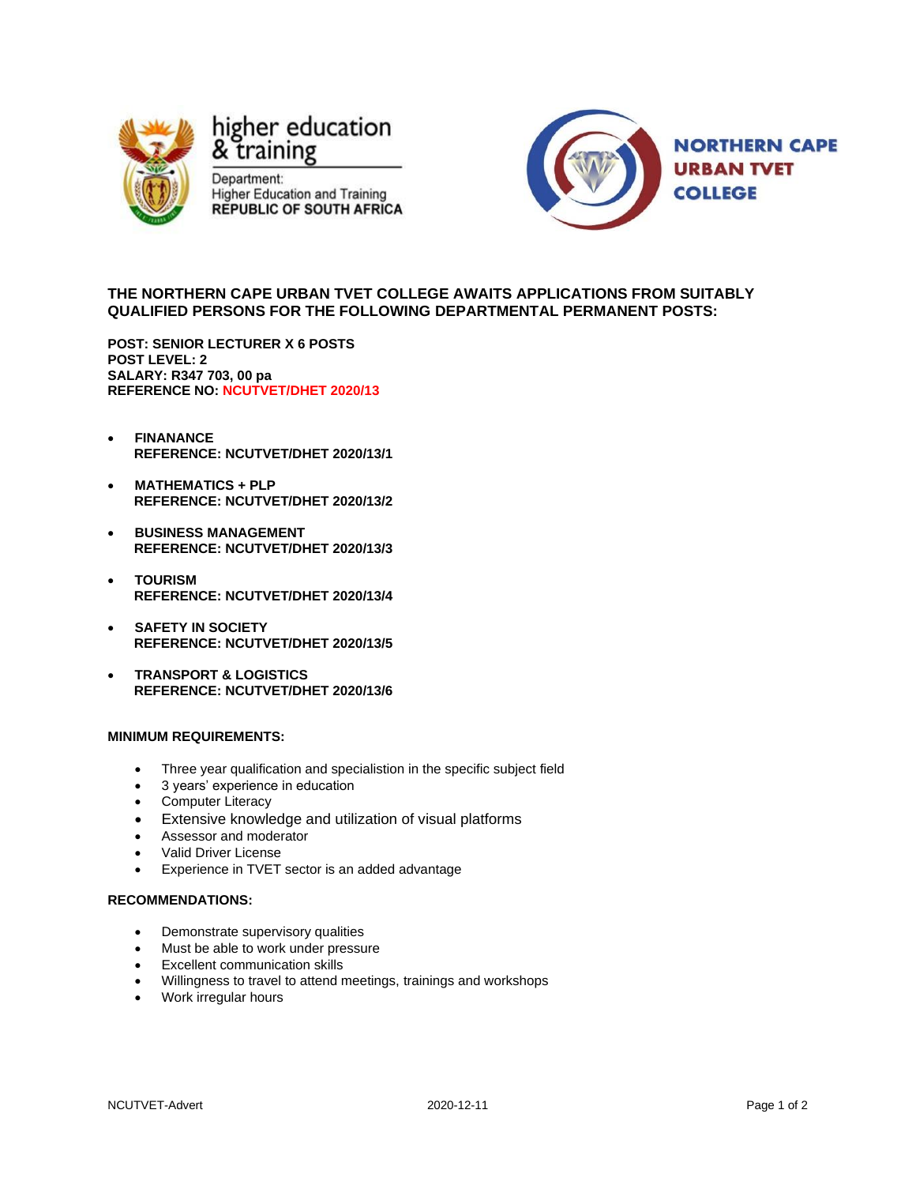higher education & training

Department:
Higher Education and Training
REPUBLIC OF SOUTH AFRICA

NORTHERN CAPE URBAN TVET COLLEGE

**THE NORTHERN CAPE URBAN TVET COLLEGE AWAITS APPLICATIONS FROM SUITABLY QUALIFIED PERSONS FOR THE FOLLOWING DEPARTMENTAL PERMANENT POSTS:**

**POST: SENIOR LECTURER X 6 POSTS**
**POST LEVEL: 2**
**SALARY: R347 703, 00 pa**
**REFERENCE NO: NCUTVET/DHET 2020/13**

- **FINANANCE**
  **REFERENCE: NCUTVET/DHET 2020/13/1**
- **MATHEMATICS + PLP**
  **REFERENCE: NCUTVET/DHET 2020/13/2**
- **BUSINESS MANAGEMENT**
  **REFERENCE: NCUTVET/DHET 2020/13/3**
- **TOURISM**
  **REFERENCE: NCUTVET/DHET 2020/13/4**
- **SAFETY IN SOCIETY**
  **REFERENCE: NCUTVET/DHET 2020/13/5**
- **TRANSPORT & LOGISTICS**
  **REFERENCE: NCUTVET/DHET 2020/13/6**

**MINIMUM REQUIREMENTS:**

- Three year qualification and specialistion in the specific subject field
- 3 years' experience in education
- Computer Literacy
- Extensive knowledge and utilization of visual platforms
- Assessor and moderator
- Valid Driver License
- Experience in TVET sector is an added advantage

**RECOMMENDATIONS:**

- Demonstrate supervisory qualities
- Must be able to work under pressure
- Excellent communication skills
- Willingness to travel to attend meetings, trainings and workshops
- Work irregular hours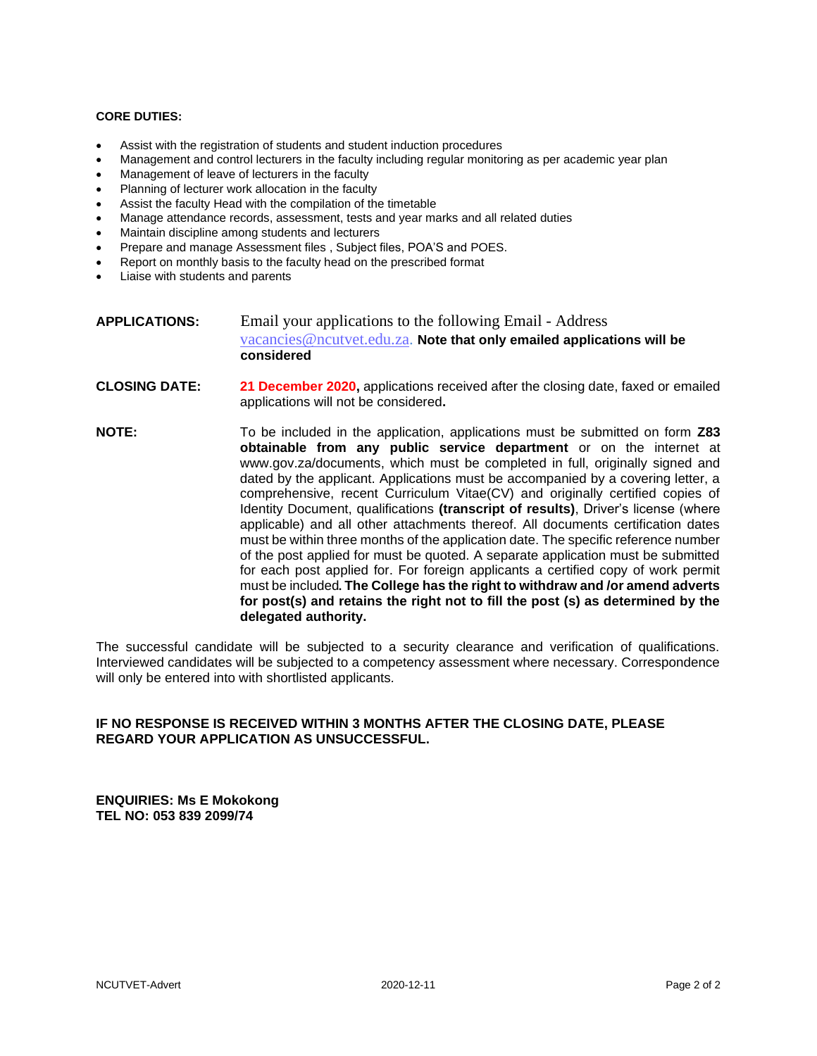**CORE DUTIES:**

- Assist with the registration of students and student induction procedures
- Management and control lecturers in the faculty including regular monitoring as per academic year plan
- Management of leave of lecturers in the faculty
- Planning of lecturer work allocation in the faculty
- Assist the faculty Head with the compilation of the timetable
- Manage attendance records, assessment, tests and year marks and all related duties
- Maintain discipline among students and lecturers
- Prepare and manage Assessment files , Subject files, POA'S and POES.
- Report on monthly basis to the faculty head on the prescribed format
- Liaise with students and parents

**APPLICATIONS:** Email your applications to the following Email - Address vacancies@ncutvet.edu.za. **Note that only emailed applications will be considered**

**CLOSING DATE:** **21 December 2020,** applications received after the closing date, faxed or emailed applications will not be considered**.**

**NOTE:** To be included in the application, applications must be submitted on form **Z83 obtainable from any public service department** or on the internet at www.gov.za/documents, which must be completed in full, originally signed and dated by the applicant. Applications must be accompanied by a covering letter, a comprehensive, recent Curriculum Vitae(CV) and originally certified copies of Identity Document, qualifications **(transcript of results)**, Driver's license (where applicable) and all other attachments thereof. All documents certification dates must be within three months of the application date. The specific reference number of the post applied for must be quoted. A separate application must be submitted for each post applied for. For foreign applicants a certified copy of work permit must be included**. The College has the right to withdraw and /or amend adverts for post(s) and retains the right not to fill the post (s) as determined by the delegated authority.**

The successful candidate will be subjected to a security clearance and verification of qualifications. Interviewed candidates will be subjected to a competency assessment where necessary. Correspondence will only be entered into with shortlisted applicants.

**IF NO RESPONSE IS RECEIVED WITHIN 3 MONTHS AFTER THE CLOSING DATE, PLEASE REGARD YOUR APPLICATION AS UNSUCCESSFUL.**

**ENQUIRIES: Ms E Mokokong**
**TEL NO: 053 839 2099/74**